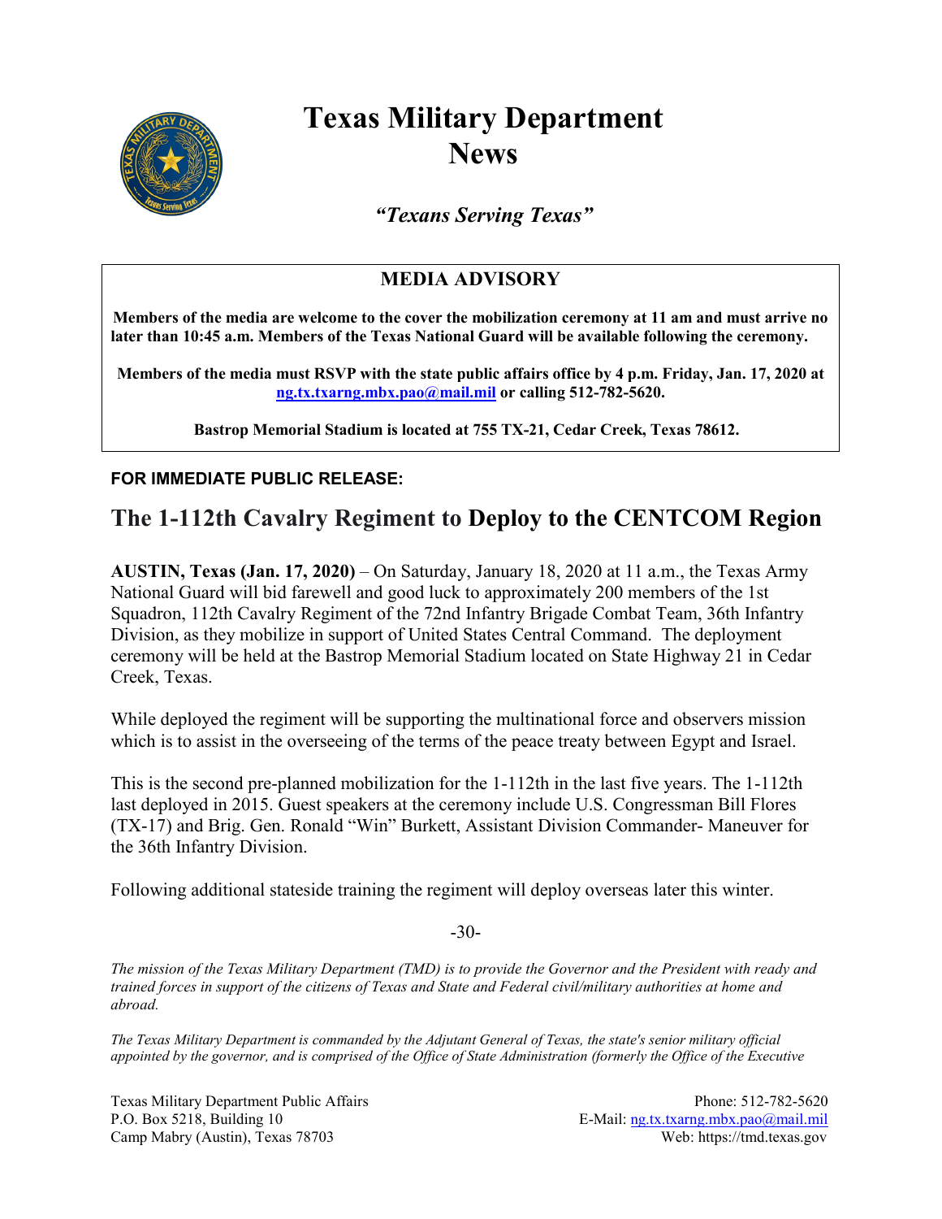# Texas Military Department News

*"Texans Serving Texas"*

**MEDIA ADVISORY**

**Members of the media are welcome to the cover the mobilization ceremony at 11 am and must arrive no later than 10:45 a.m. Members of the Texas National Guard will be available following the ceremony.**

**Members of the media must RSVP with the state public affairs office by 4 p.m. Friday, Jan. 17, 2020 at ng.tx.txarng.mbx.pao@mail.mil or calling 512-782-5620.**

**Bastrop Memorial Stadium is located at 755 TX-21, Cedar Creek, Texas 78612.**

**FOR IMMEDIATE PUBLIC RELEASE:**

## The 1-112th Cavalry Regiment to Deploy to the CENTCOM Region

**AUSTIN, Texas (Jan. 17, 2020)** – On Saturday, January 18, 2020 at 11 a.m., the Texas Army National Guard will bid farewell and good luck to approximately 200 members of the 1st Squadron, 112th Cavalry Regiment of the 72nd Infantry Brigade Combat Team, 36th Infantry Division, as they mobilize in support of United States Central Command. The deployment ceremony will be held at the Bastrop Memorial Stadium located on State Highway 21 in Cedar Creek, Texas.

While deployed the regiment will be supporting the multinational force and observers mission which is to assist in the overseeing of the terms of the peace treaty between Egypt and Israel.

This is the second pre-planned mobilization for the 1-112th in the last five years. The 1-112th last deployed in 2015. Guest speakers at the ceremony include U.S. Congressman Bill Flores (TX-17) and Brig. Gen. Ronald "Win" Burkett, Assistant Division Commander- Maneuver for the 36th Infantry Division.

Following additional stateside training the regiment will deploy overseas later this winter.

-30-

*The mission of the Texas Military Department (TMD) is to provide the Governor and the President with ready and trained forces in support of the citizens of Texas and State and Federal civil/military authorities at home and abroad.*

*The Texas Military Department is commanded by the Adjutant General of Texas, the state's senior military official appointed by the governor, and is comprised of the Office of State Administration (formerly the Office of the Executive*

Texas Military Department Public Affairs
P.O. Box 5218, Building 10
Camp Mabry (Austin), Texas 78703

Phone: 512-782-5620
E-Mail: ng.tx.txarng.mbx.pao@mail.mil
Web: https://tmd.texas.gov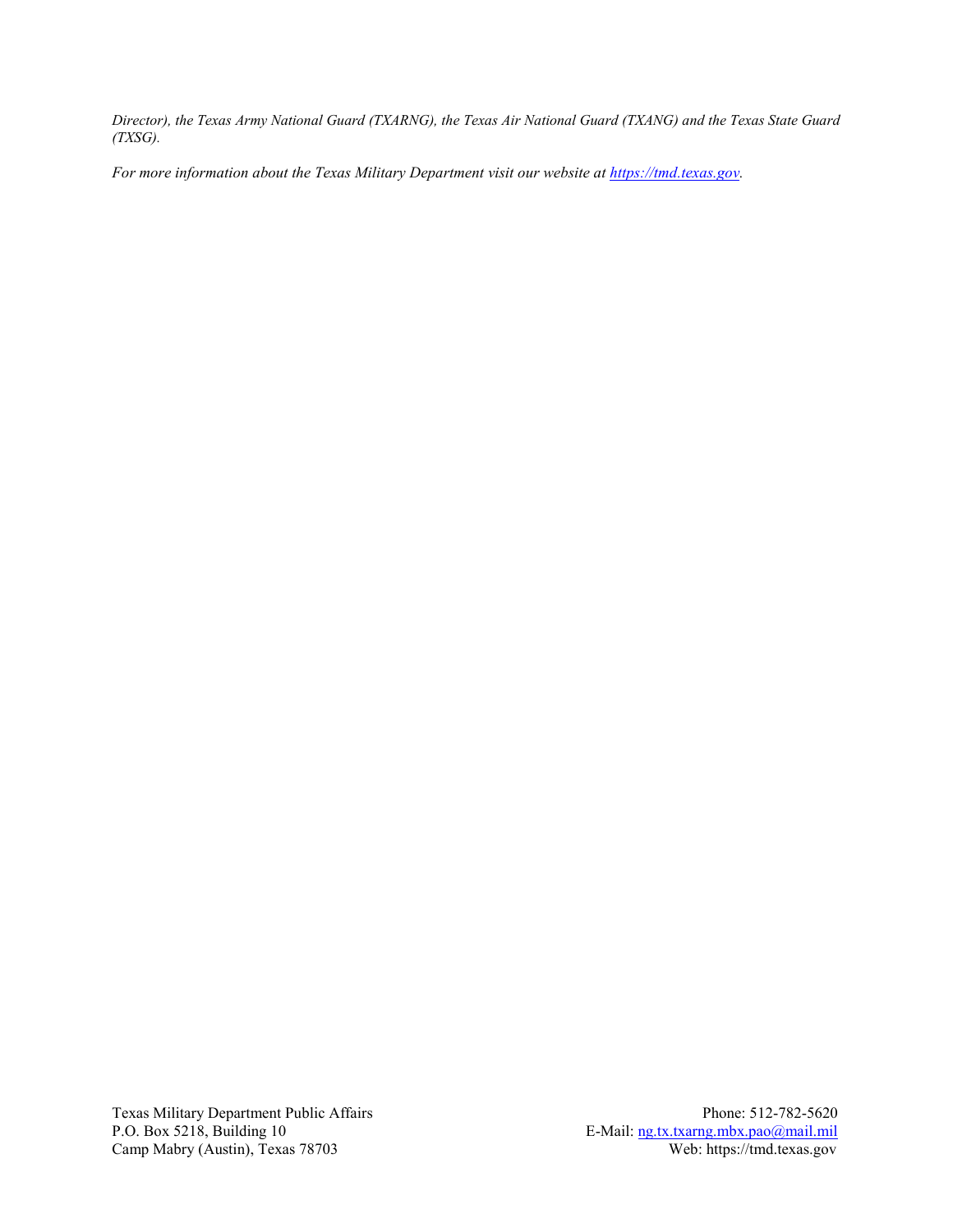*Director), the Texas Army National Guard (TXARNG), the Texas Air National Guard (TXANG) and the Texas State Guard (TXSG).*

*For more information about the Texas Military Department visit our website at [https://tmd.texas.gov](https://tmd.texas.gov).*

Texas Military Department Public Affairs
P.O. Box 5218, Building 10
Camp Mabry (Austin), Texas 78703

Phone: 512-782-5620
E-Mail: ng.tx.txarng.mbx.pao@mail.mil
Web: https://tmd.texas.gov